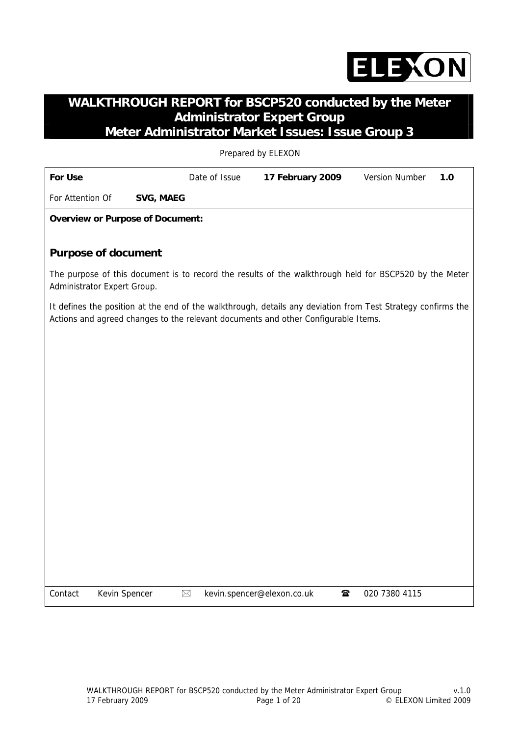# WALKTHROUGH REPORT for BSCP520 conducted by the Meter Administrator Expert Group

## Meter Administrator Market Issues: Issue Group 3

Prepared by ELEXON

| **For Use** | Date of Issue | **17 February 2009** | Version Number | **1.0** |
|---|---|---|---|---|
| For Attention Of | **SVG, MAEG** | | | |

**Overview or Purpose of Document:**

### Purpose of document

The purpose of this document is to record the results of the walkthrough held for BSCP520 by the Meter Administrator Expert Group.

It defines the position at the end of the walkthrough, details any deviation from Test Strategy confirms the Actions and agreed changes to the relevant documents and other Configurable Items.

| Contact | Kevin Spencer | ✉ kevin.spencer@elexon.co.uk | ☎ 020 7380 4115 |
|---|---|---|---|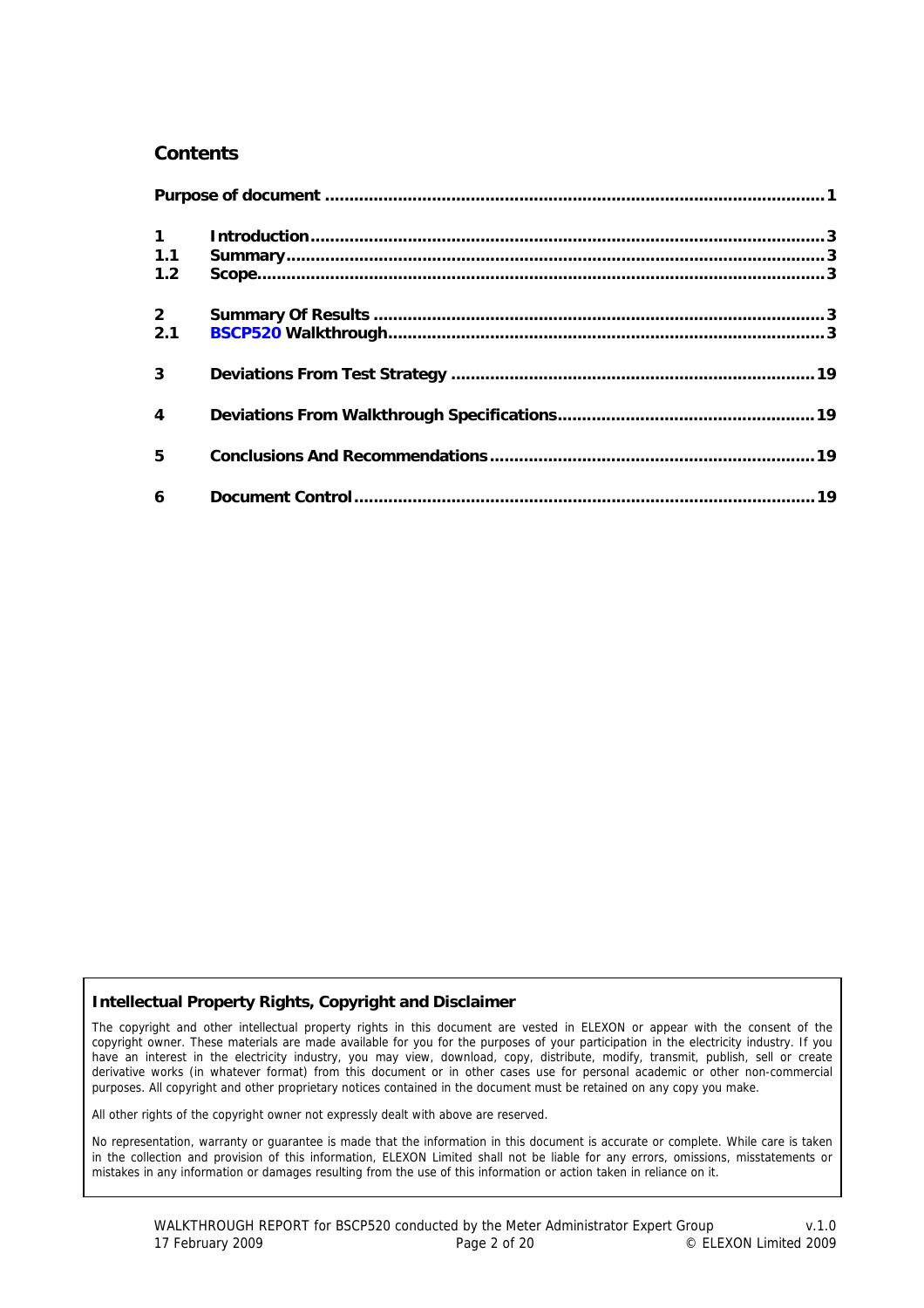## Contents

| | | |
|---|---|---|
| **Purpose of document** | | **1** |
| **1** | **Introduction** | **3** |
| **1.1** | **Summary** | **3** |
| **1.2** | **Scope** | **3** |
| **2** | **Summary Of Results** | **3** |
| **2.1** | **BSCP520 Walkthrough** | **3** |
| **3** | **Deviations From Test Strategy** | **19** |
| **4** | **Deviations From Walkthrough Specifications** | **19** |
| **5** | **Conclusions And Recommendations** | **19** |
| **6** | **Document Control** | **19** |

**Intellectual Property Rights, Copyright and Disclaimer**

The copyright and other intellectual property rights in this document are vested in ELEXON or appear with the consent of the copyright owner. These materials are made available for you for the purposes of your participation in the electricity industry. If you have an interest in the electricity industry, you may view, download, copy, distribute, modify, transmit, publish, sell or create derivative works (in whatever format) from this document or in other cases use for personal academic or other non-commercial purposes. All copyright and other proprietary notices contained in the document must be retained on any copy you make.

All other rights of the copyright owner not expressly dealt with above are reserved.

No representation, warranty or guarantee is made that the information in this document is accurate or complete. While care is taken in the collection and provision of this information, ELEXON Limited shall not be liable for any errors, omissions, misstatements or mistakes in any information or damages resulting from the use of this information or action taken in reliance on it.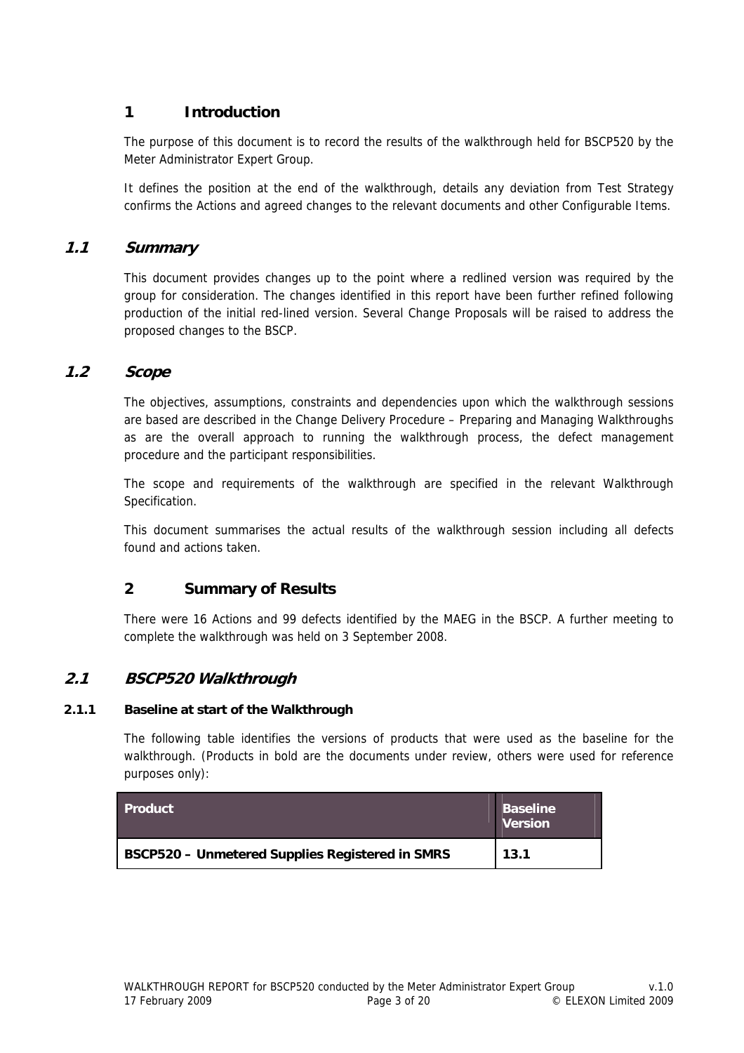# 1 Introduction

The purpose of this document is to record the results of the walkthrough held for BSCP520 by the Meter Administrator Expert Group.

It defines the position at the end of the walkthrough, details any deviation from Test Strategy confirms the Actions and agreed changes to the relevant documents and other Configurable Items.

## 1.1 *Summary*

This document provides changes up to the point where a redlined version was required by the group for consideration. The changes identified in this report have been further refined following production of the initial red-lined version. Several Change Proposals will be raised to address the proposed changes to the BSCP.

## 1.2 *Scope*

The objectives, assumptions, constraints and dependencies upon which the walkthrough sessions are based are described in the Change Delivery Procedure – Preparing and Managing Walkthroughs as are the overall approach to running the walkthrough process, the defect management procedure and the participant responsibilities.

The scope and requirements of the walkthrough are specified in the relevant Walkthrough Specification.

This document summarises the actual results of the walkthrough session including all defects found and actions taken.

# 2 Summary of Results

There were 16 Actions and 99 defects identified by the MAEG in the BSCP. A further meeting to complete the walkthrough was held on 3 September 2008.

## 2.1 *BSCP520 Walkthrough*

### 2.1.1 Baseline at start of the Walkthrough

The following table identifies the versions of products that were used as the baseline for the walkthrough. (Products in bold are the documents under review, others were used for reference purposes only):

| Product | Baseline Version |
|---|---|
| **BSCP520 – Unmetered Supplies Registered in SMRS** | **13.1** |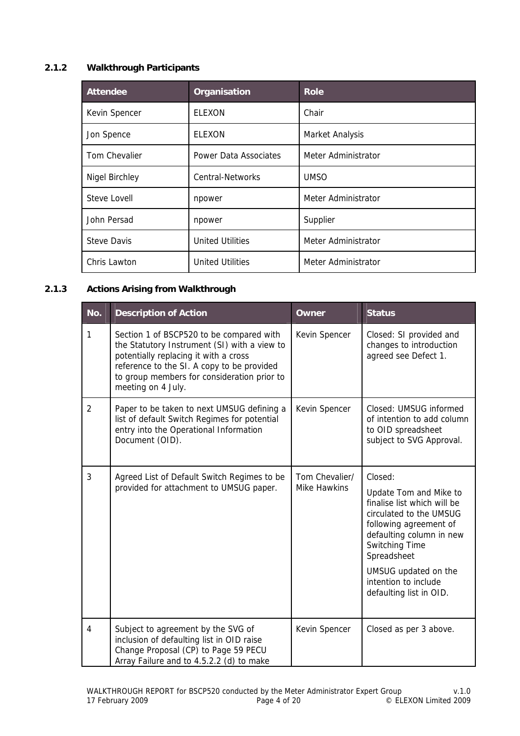### 2.1.2 Walkthrough Participants

| Attendee | Organisation | Role |
|---|---|---|
| Kevin Spencer | ELEXON | Chair |
| Jon Spence | ELEXON | Market Analysis |
| Tom Chevalier | Power Data Associates | Meter Administrator |
| Nigel Birchley | Central-Networks | UMSO |
| Steve Lovell | npower | Meter Administrator |
| John Persad | npower | Supplier |
| Steve Davis | United Utilities | Meter Administrator |
| Chris Lawton | United Utilities | Meter Administrator |

### 2.1.3 Actions Arising from Walkthrough

| No. | Description of Action | Owner | Status |
|---|---|---|---|
| 1 | Section 1 of BSCP520 to be compared with the Statutory Instrument (SI) with a view to potentially replacing it with a cross reference to the SI. A copy to be provided to group members for consideration prior to meeting on 4 July. | Kevin Spencer | Closed: SI provided and changes to introduction agreed see Defect 1. |
| 2 | Paper to be taken to next UMSUG defining a list of default Switch Regimes for potential entry into the Operational Information Document (OID). | Kevin Spencer | Closed: UMSUG informed of intention to add column to OID spreadsheet subject to SVG Approval. |
| 3 | Agreed List of Default Switch Regimes to be provided for attachment to UMSUG paper. | Tom Chevalier/ Mike Hawkins | Closed:<br><br>Update Tom and Mike to finalise list which will be circulated to the UMSUG following agreement of defaulting column in new Switching Time Spreadsheet<br><br>UMSUG updated on the intention to include defaulting list in OID. |
| 4 | Subject to agreement by the SVG of inclusion of defaulting list in OID raise Change Proposal (CP) to Page 59 PECU Array Failure and to 4.5.2.2 (d) to make | Kevin Spencer | Closed as per 3 above. |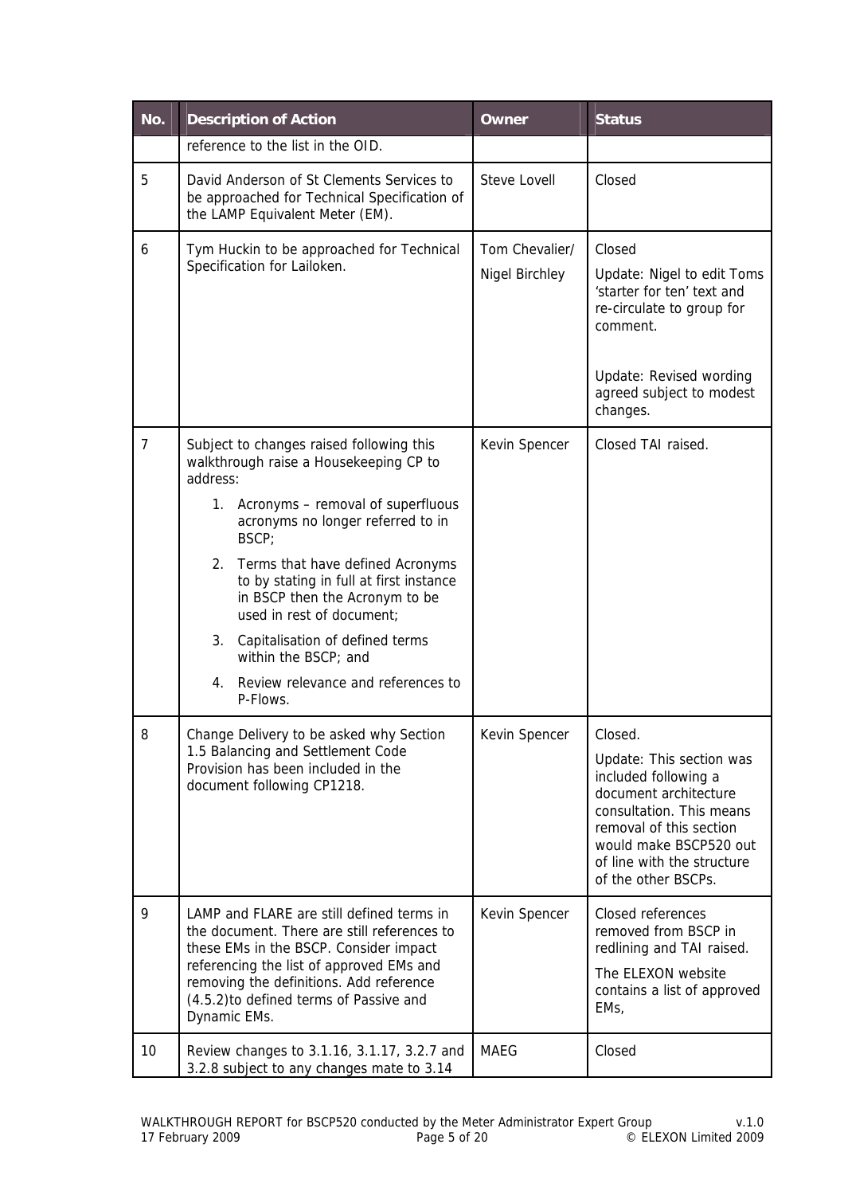| No. | Description of Action | Owner | Status |
|---|---|---|---|
| | reference to the list in the OID. | | |
| 5 | David Anderson of St Clements Services to be approached for Technical Specification of the LAMP Equivalent Meter (EM). | Steve Lovell | Closed |
| 6 | Tym Huckin to be approached for Technical Specification for Lailoken. | Tom Chevalier/ Nigel Birchley | Closed<br><br>Update: Nigel to edit Toms 'starter for ten' text and re-circulate to group for comment.<br><br>Update: Revised wording agreed subject to modest changes. |
| 7 | Subject to changes raised following this walkthrough raise a Housekeeping CP to address:<br>1. Acronyms – removal of superfluous acronyms no longer referred to in BSCP;<br>2. Terms that have defined Acronyms to by stating in full at first instance in BSCP then the Acronym to be used in rest of document;<br>3. Capitalisation of defined terms within the BSCP; and<br>4. Review relevance and references to P-Flows. | Kevin Spencer | Closed TAI raised. |
| 8 | Change Delivery to be asked why Section 1.5 Balancing and Settlement Code Provision has been included in the document following CP1218. | Kevin Spencer | Closed.<br><br>Update: This section was included following a document architecture consultation. This means removal of this section would make BSCP520 out of line with the structure of the other BSCPs. |
| 9 | LAMP and FLARE are still defined terms in the document. There are still references to these EMs in the BSCP. Consider impact referencing the list of approved EMs and removing the definitions. Add reference (4.5.2)to defined terms of Passive and Dynamic EMs. | Kevin Spencer | Closed references removed from BSCP in redlining and TAI raised.<br><br>The ELEXON website contains a list of approved EMs, |
| 10 | Review changes to 3.1.16, 3.1.17, 3.2.7 and 3.2.8 subject to any changes mate to 3.14 | MAEG | Closed |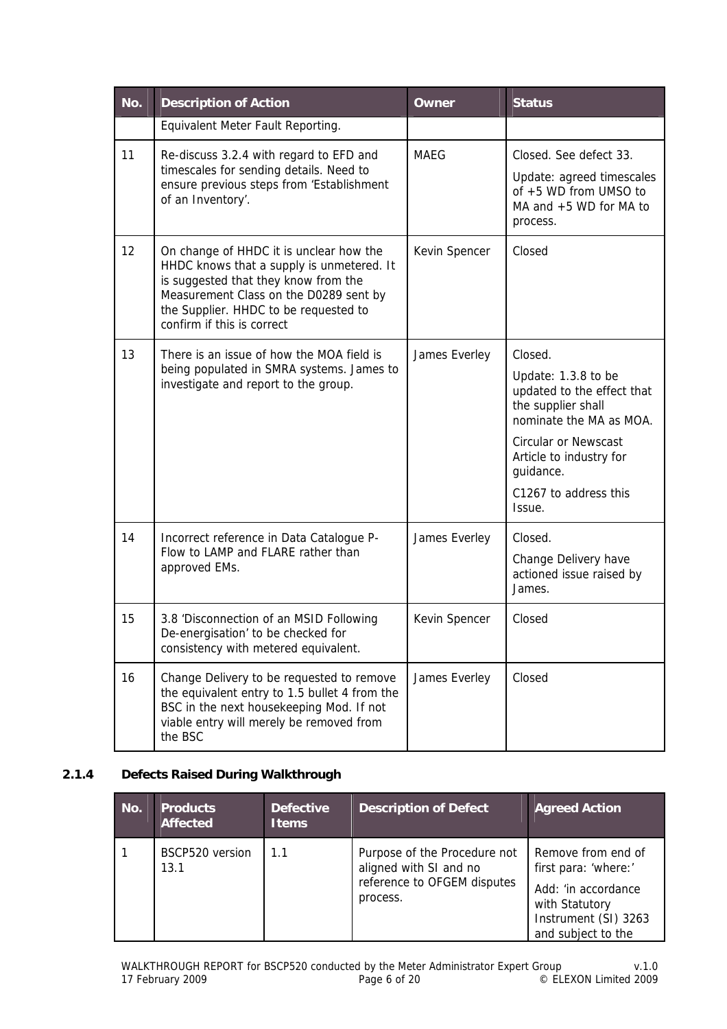| No. | Description of Action | Owner | Status |
|---|---|---|---|
| | Equivalent Meter Fault Reporting. | | |
| 11 | Re-discuss 3.2.4 with regard to EFD and timescales for sending details. Need to ensure previous steps from 'Establishment of an Inventory'. | MAEG | Closed. See defect 33.<br><br>Update: agreed timescales of +5 WD from UMSO to MA and +5 WD for MA to process. |
| 12 | On change of HHDC it is unclear how the HHDC knows that a supply is unmetered. It is suggested that they know from the Measurement Class on the D0289 sent by the Supplier. HHDC to be requested to confirm if this is correct | Kevin Spencer | Closed |
| 13 | There is an issue of how the MOA field is being populated in SMRA systems. James to investigate and report to the group. | James Everley | Closed.<br><br>Update: 1.3.8 to be updated to the effect that the supplier shall nominate the MA as MOA.<br><br>Circular or Newscast Article to industry for guidance.<br><br>C1267 to address this Issue. |
| 14 | Incorrect reference in Data Catalogue P-Flow to LAMP and FLARE rather than approved EMs. | James Everley | Closed.<br><br>Change Delivery have actioned issue raised by James. |
| 15 | 3.8 'Disconnection of an MSID Following De-energisation' to be checked for consistency with metered equivalent. | Kevin Spencer | Closed |
| 16 | Change Delivery to be requested to remove the equivalent entry to 1.5 bullet 4 from the BSC in the next housekeeping Mod. If not viable entry will merely be removed from the BSC | James Everley | Closed |

### 2.1.4 Defects Raised During Walkthrough

| No. | Products Affected | Defective Items | Description of Defect | Agreed Action |
|---|---|---|---|---|
| 1 | BSCP520 version 13.1 | 1.1 | Purpose of the Procedure not aligned with SI and no reference to OFGEM disputes process. | Remove from end of first para: 'where:'<br><br>Add: 'in accordance with Statutory Instrument (SI) 3263 and subject to the |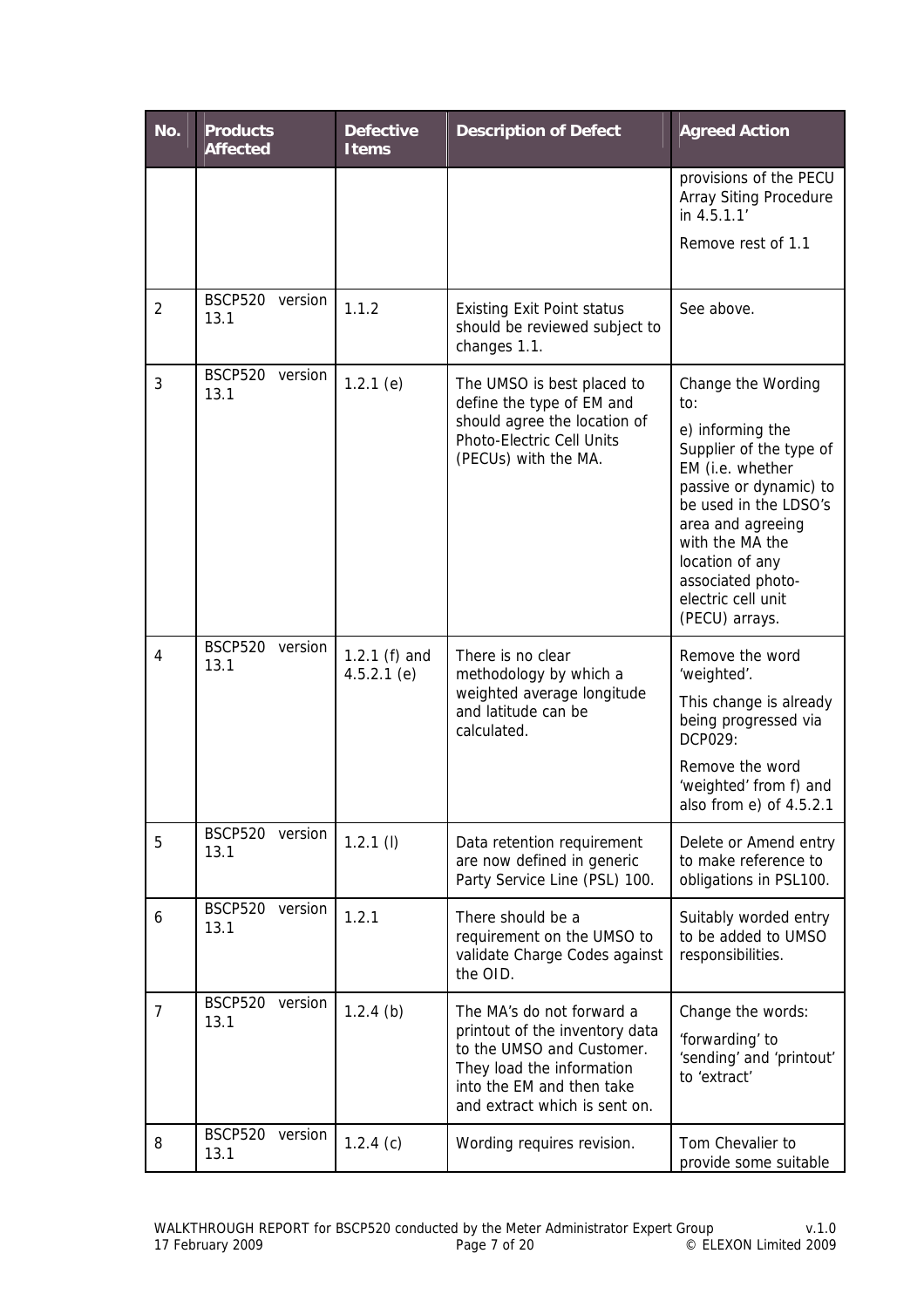| No. | Products Affected | Defective Items | Description of Defect | Agreed Action |
|---|---|---|---|---|
| | | | | provisions of the PECU Array Siting Procedure in 4.5.1.1’<br><br>Remove rest of 1.1 |
| 2 | BSCP520 version 13.1 | 1.1.2 | Existing Exit Point status should be reviewed subject to changes 1.1. | See above. |
| 3 | BSCP520 version 13.1 | 1.2.1 (e) | The UMSO is best placed to define the type of EM and should agree the location of Photo-Electric Cell Units (PECUs) with the MA. | Change the Wording to:<br><br>e) informing the Supplier of the type of EM (i.e. whether passive or dynamic) to be used in the LDSO’s area and agreeing with the MA the location of any associated photo-electric cell unit (PECU) arrays. |
| 4 | BSCP520 version 13.1 | 1.2.1 (f) and 4.5.2.1 (e) | There is no clear methodology by which a weighted average longitude and latitude can be calculated. | Remove the word ‘weighted’.<br><br>This change is already being progressed via DCP029:<br><br>Remove the word ‘weighted’ from f) and also from e) of 4.5.2.1 |
| 5 | BSCP520 version 13.1 | 1.2.1 (l) | Data retention requirement are now defined in generic Party Service Line (PSL) 100. | Delete or Amend entry to make reference to obligations in PSL100. |
| 6 | BSCP520 version 13.1 | 1.2.1 | There should be a requirement on the UMSO to validate Charge Codes against the OID. | Suitably worded entry to be added to UMSO responsibilities. |
| 7 | BSCP520 version 13.1 | 1.2.4 (b) | The MA’s do not forward a printout of the inventory data to the UMSO and Customer. They load the information into the EM and then take and extract which is sent on. | Change the words:<br><br>‘forwarding’ to ‘sending’ and ‘printout’ to ‘extract’ |
| 8 | BSCP520 version 13.1 | 1.2.4 (c) | Wording requires revision. | Tom Chevalier to provide some suitable |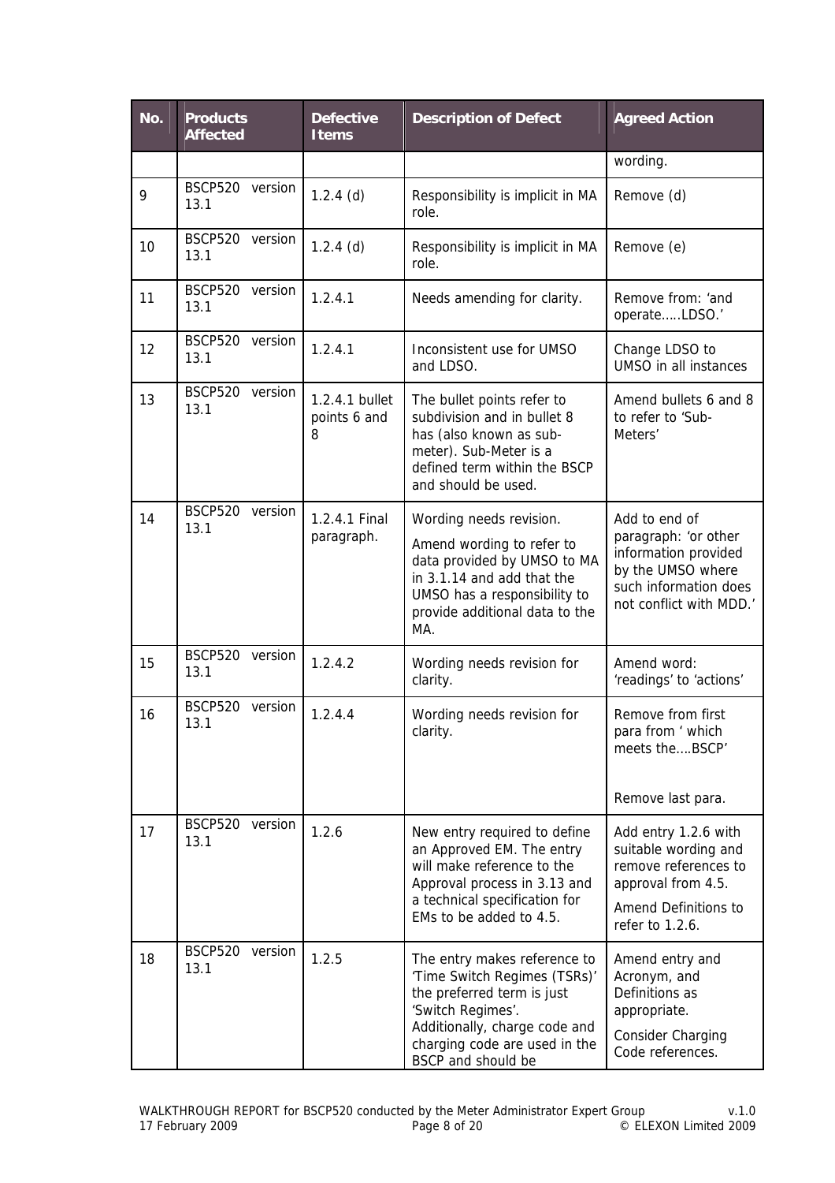| No. | Products Affected | Defective Items | Description of Defect | Agreed Action |
|---|---|---|---|---|
| | | | | wording. |
| 9 | BSCP520 version 13.1 | 1.2.4 (d) | Responsibility is implicit in MA role. | Remove (d) |
| 10 | BSCP520 version 13.1 | 1.2.4 (d) | Responsibility is implicit in MA role. | Remove (e) |
| 11 | BSCP520 version 13.1 | 1.2.4.1 | Needs amending for clarity. | Remove from: 'and operate.....LDSO.' |
| 12 | BSCP520 version 13.1 | 1.2.4.1 | Inconsistent use for UMSO and LDSO. | Change LDSO to UMSO in all instances |
| 13 | BSCP520 version 13.1 | 1.2.4.1 bullet points 6 and 8 | The bullet points refer to subdivision and in bullet 8 has (also known as sub-meter). Sub-Meter is a defined term within the BSCP and should be used. | Amend bullets 6 and 8 to refer to 'Sub-Meters' |
| 14 | BSCP520 version 13.1 | 1.2.4.1 Final paragraph. | Wording needs revision.<br><br>Amend wording to refer to data provided by UMSO to MA in 3.1.14 and add that the UMSO has a responsibility to provide additional data to the MA. | Add to end of paragraph: 'or other information provided by the UMSO where such information does not conflict with MDD.' |
| 15 | BSCP520 version 13.1 | 1.2.4.2 | Wording needs revision for clarity. | Amend word: 'readings' to 'actions' |
| 16 | BSCP520 version 13.1 | 1.2.4.4 | Wording needs revision for clarity. | Remove from first para from ' which meets the....BSCP'<br><br>Remove last para. |
| 17 | BSCP520 version 13.1 | 1.2.6 | New entry required to define an Approved EM. The entry will make reference to the Approval process in 3.13 and a technical specification for EMs to be added to 4.5. | Add entry 1.2.6 with suitable wording and remove references to approval from 4.5.<br><br>Amend Definitions to refer to 1.2.6. |
| 18 | BSCP520 version 13.1 | 1.2.5 | The entry makes reference to 'Time Switch Regimes (TSRs)' the preferred term is just 'Switch Regimes'.<br><br>Additionally, charge code and charging code are used in the BSCP and should be | Amend entry and Acronym, and Definitions as appropriate.<br><br>Consider Charging Code references. |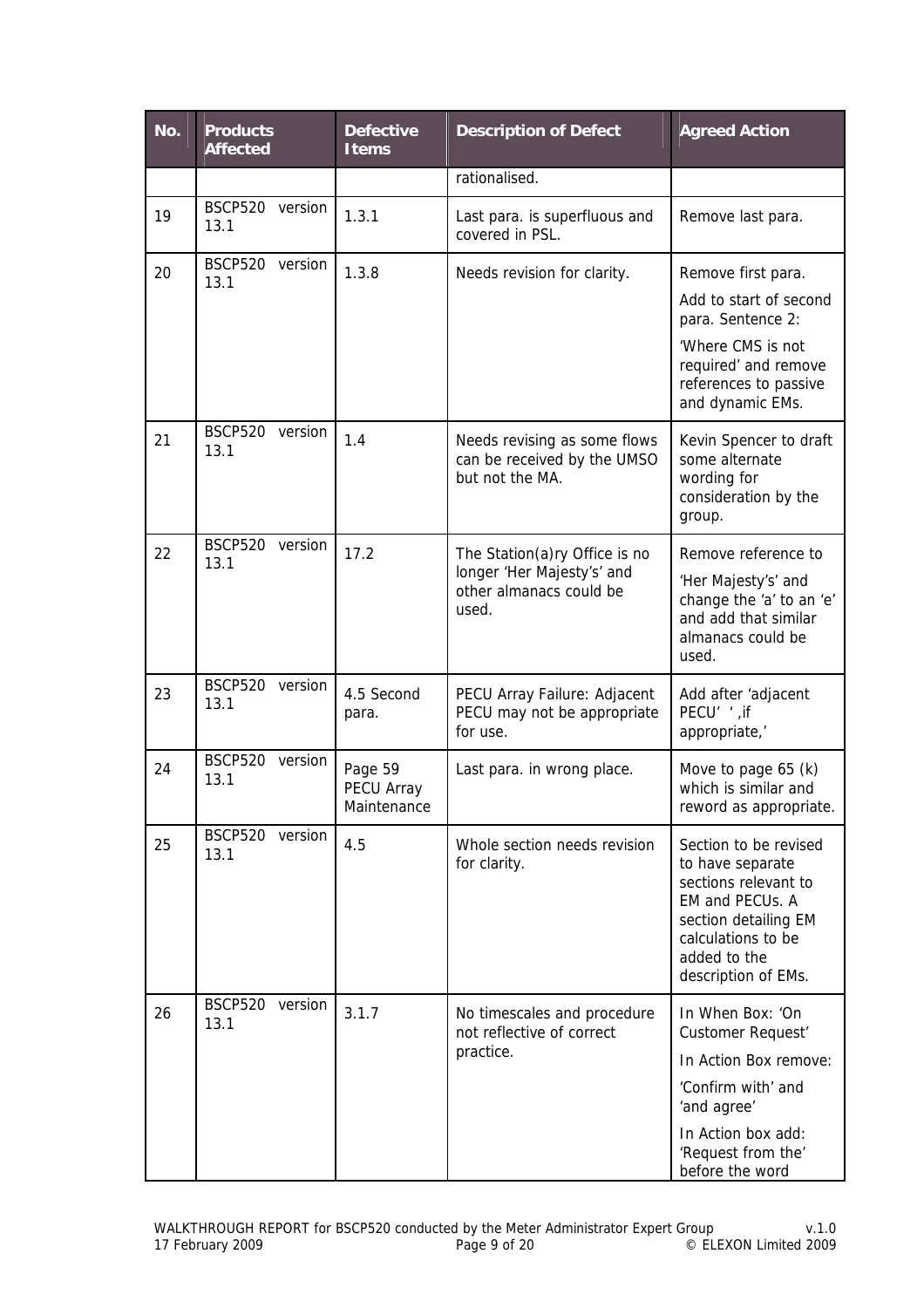| No. | Products Affected | Defective Items | Description of Defect | Agreed Action |
|---|---|---|---|---|
| | | | rationalised. | |
| 19 | BSCP520 version 13.1 | 1.3.1 | Last para. is superfluous and covered in PSL. | Remove last para. |
| 20 | BSCP520 version 13.1 | 1.3.8 | Needs revision for clarity. | Remove first para.<br>Add to start of second para. Sentence 2:<br>'Where CMS is not required' and remove references to passive and dynamic EMs. |
| 21 | BSCP520 version 13.1 | 1.4 | Needs revising as some flows can be received by the UMSO but not the MA. | Kevin Spencer to draft some alternate wording for consideration by the group. |
| 22 | BSCP520 version 13.1 | 17.2 | The Station(a)ry Office is no longer 'Her Majesty's' and other almanacs could be used. | Remove reference to<br>'Her Majesty's' and change the 'a' to an 'e' and add that similar almanacs could be used. |
| 23 | BSCP520 version 13.1 | 4.5 Second para. | PECU Array Failure: Adjacent PECU may not be appropriate for use. | Add after 'adjacent PECU' ' ,if appropriate,' |
| 24 | BSCP520 version 13.1 | Page 59 PECU Array Maintenance | Last para. in wrong place. | Move to page 65 (k) which is similar and reword as appropriate. |
| 25 | BSCP520 version 13.1 | 4.5 | Whole section needs revision for clarity. | Section to be revised to have separate sections relevant to EM and PECUs. A section detailing EM calculations to be added to the description of EMs. |
| 26 | BSCP520 version 13.1 | 3.1.7 | No timescales and procedure not reflective of correct practice. | In When Box: 'On Customer Request'<br>In Action Box remove:<br>'Confirm with' and 'and agree'<br>In Action box add: 'Request from the' before the word |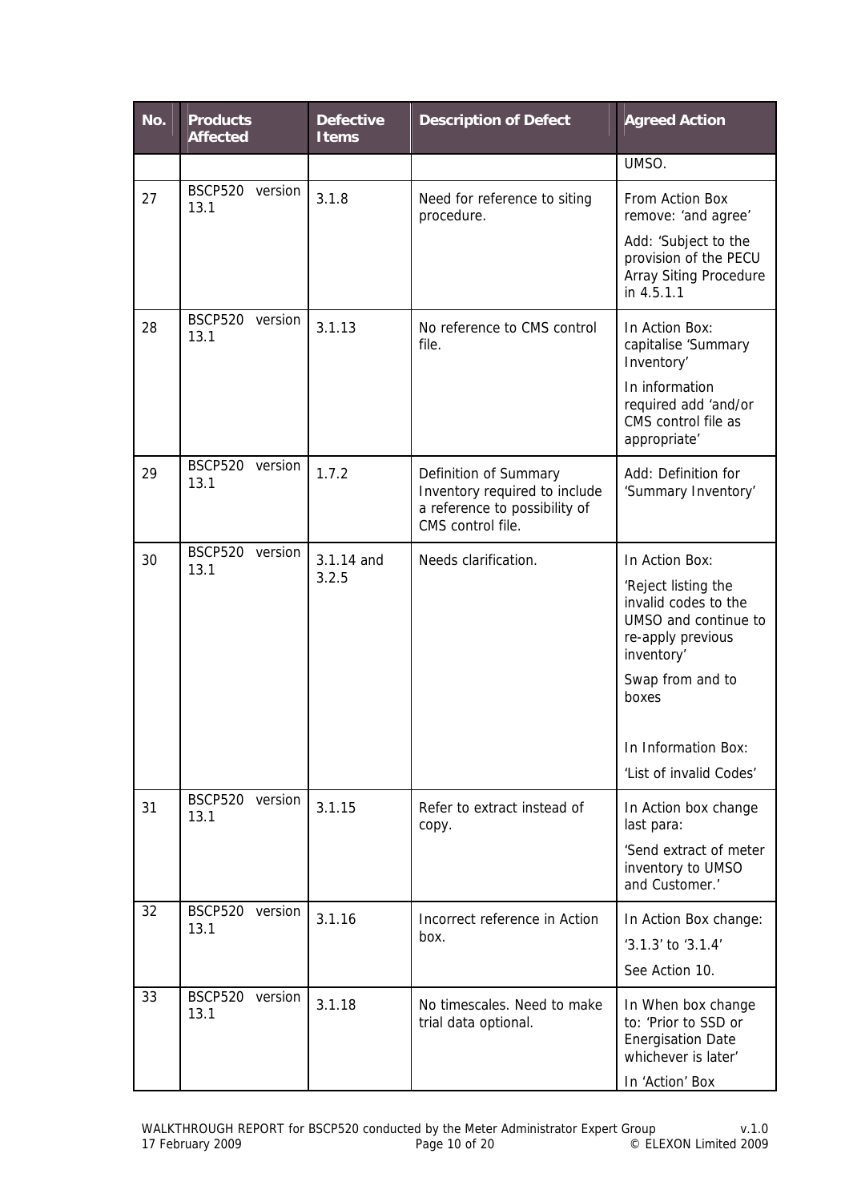| No. | Products Affected | Defective Items | Description of Defect | Agreed Action |
|---|---|---|---|---|
| | | | | UMSO. |
| 27 | BSCP520 version 13.1 | 3.1.8 | Need for reference to siting procedure. | From Action Box remove: 'and agree'<br><br>Add: 'Subject to the provision of the PECU Array Siting Procedure in 4.5.1.1 |
| 28 | BSCP520 version 13.1 | 3.1.13 | No reference to CMS control file. | In Action Box: capitalise 'Summary Inventory'<br><br>In information required add 'and/or CMS control file as appropriate' |
| 29 | BSCP520 version 13.1 | 1.7.2 | Definition of Summary Inventory required to include a reference to possibility of CMS control file. | Add: Definition for 'Summary Inventory' |
| 30 | BSCP520 version 13.1 | 3.1.14 and 3.2.5 | Needs clarification. | In Action Box:<br><br>'Reject listing the invalid codes to the UMSO and continue to re-apply previous inventory'<br><br>Swap from and to boxes<br><br>In Information Box:<br><br>'List of invalid Codes' |
| 31 | BSCP520 version 13.1 | 3.1.15 | Refer to extract instead of copy. | In Action box change last para:<br><br>'Send extract of meter inventory to UMSO and Customer.' |
| 32 | BSCP520 version 13.1 | 3.1.16 | Incorrect reference in Action box. | In Action Box change:<br><br>'3.1.3' to '3.1.4'<br><br>See Action 10. |
| 33 | BSCP520 version 13.1 | 3.1.18 | No timescales. Need to make trial data optional. | In When box change to: 'Prior to SSD or Energisation Date whichever is later'<br><br>In 'Action' Box |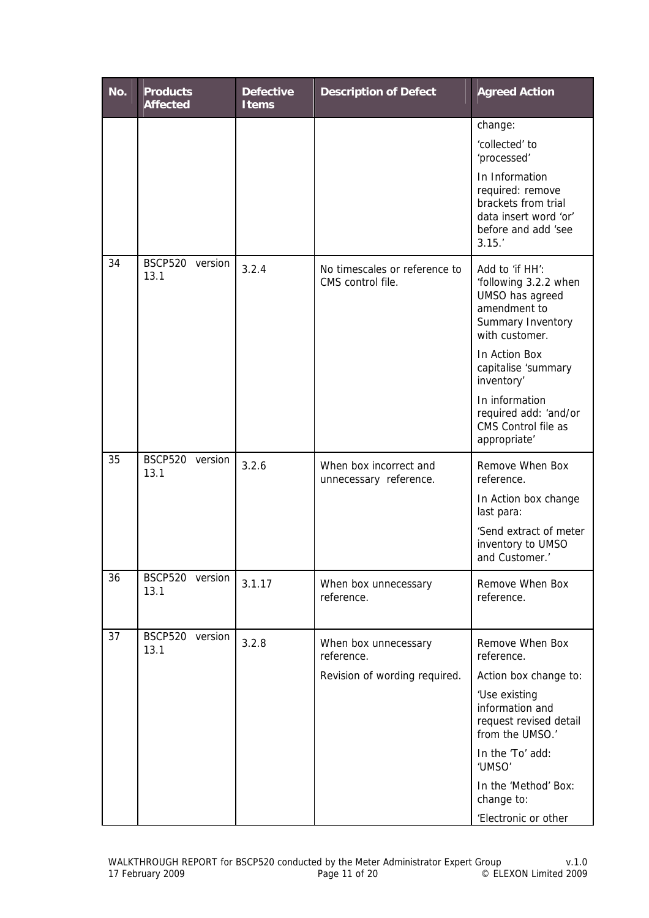| No. | Products Affected | Defective Items | Description of Defect | Agreed Action |
|---|---|---|---|---|
| | | | | change:<br><br>'collected' to 'processed'<br><br>In Information required: remove brackets from trial data insert word 'or' before and add 'see 3.15.' |
| 34 | BSCP520 version 13.1 | 3.2.4 | No timescales or reference to CMS control file. | Add to 'if HH': 'following 3.2.2 when UMSO has agreed amendment to Summary Inventory with customer.<br><br>In Action Box capitalise 'summary inventory'<br><br>In information required add: 'and/or CMS Control file as appropriate' |
| 35 | BSCP520 version 13.1 | 3.2.6 | When box incorrect and unnecessary reference. | Remove When Box reference.<br><br>In Action box change last para:<br><br>'Send extract of meter inventory to UMSO and Customer.' |
| 36 | BSCP520 version 13.1 | 3.1.17 | When box unnecessary reference. | Remove When Box reference. |
| 37 | BSCP520 version 13.1 | 3.2.8 | When box unnecessary reference.<br><br>Revision of wording required. | Remove When Box reference.<br><br>Action box change to:<br><br>'Use existing information and request revised detail from the UMSO.'<br><br>In the 'To' add: 'UMSO'<br><br>In the 'Method' Box: change to:<br><br>'Electronic or other |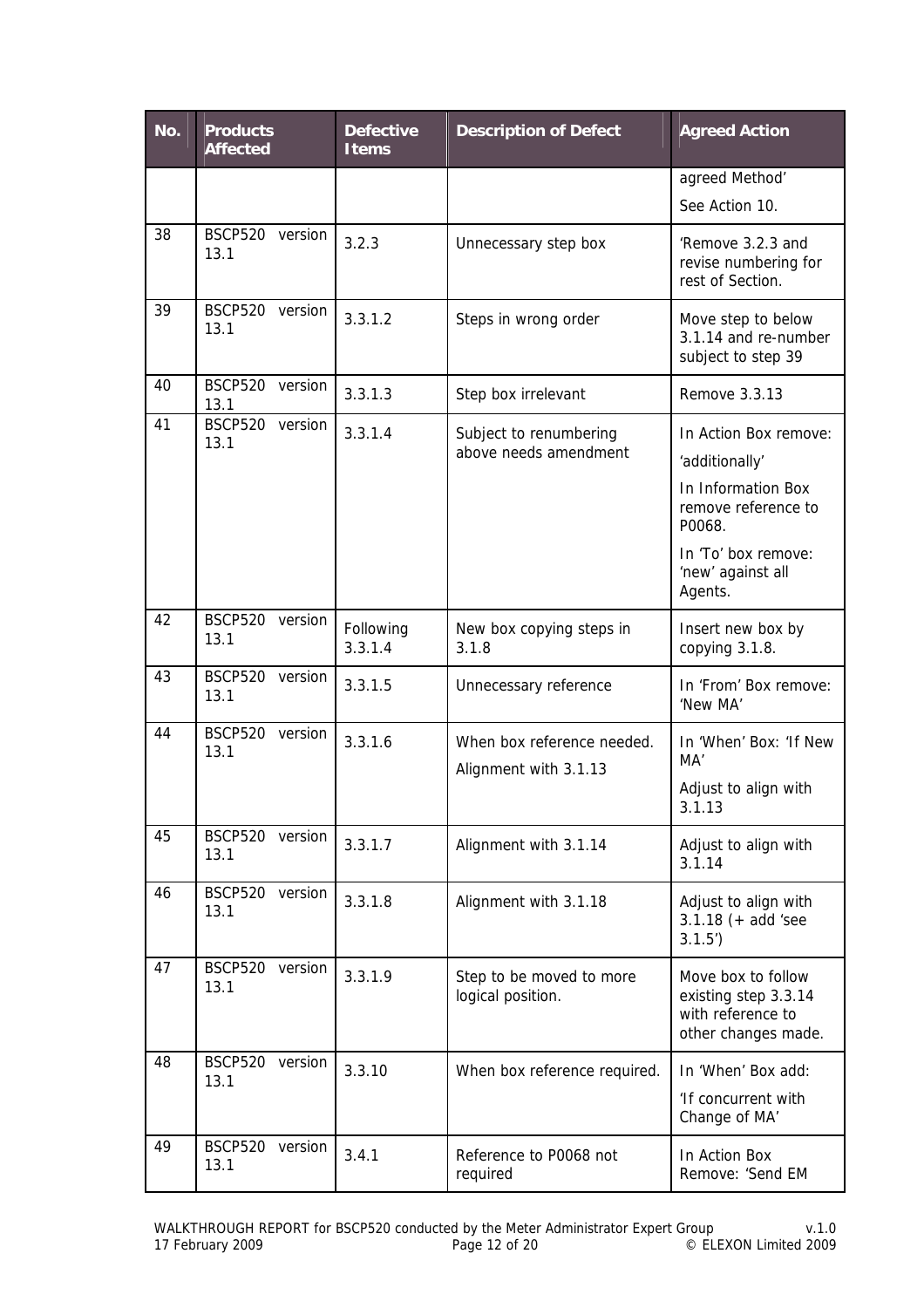| No. | Products Affected | Defective Items | Description of Defect | Agreed Action |
|---|---|---|---|---|
| | | | | agreed Method' See Action 10. |
| 38 | BSCP520 version 13.1 | 3.2.3 | Unnecessary step box | 'Remove 3.2.3 and revise numbering for rest of Section. |
| 39 | BSCP520 version 13.1 | 3.3.1.2 | Steps in wrong order | Move step to below 3.1.14 and re-number subject to step 39 |
| 40 | BSCP520 version 13.1 | 3.3.1.3 | Step box irrelevant | Remove 3.3.13 |
| 41 | BSCP520 version 13.1 | 3.3.1.4 | Subject to renumbering above needs amendment | In Action Box remove: 'additionally' In Information Box remove reference to P0068. In 'To' box remove: 'new' against all Agents. |
| 42 | BSCP520 version 13.1 | Following 3.3.1.4 | New box copying steps in 3.1.8 | Insert new box by copying 3.1.8. |
| 43 | BSCP520 version 13.1 | 3.3.1.5 | Unnecessary reference | In 'From' Box remove: 'New MA' |
| 44 | BSCP520 version 13.1 | 3.3.1.6 | When box reference needed. Alignment with 3.1.13 | In 'When' Box: 'If New MA' Adjust to align with 3.1.13 |
| 45 | BSCP520 version 13.1 | 3.3.1.7 | Alignment with 3.1.14 | Adjust to align with 3.1.14 |
| 46 | BSCP520 version 13.1 | 3.3.1.8 | Alignment with 3.1.18 | Adjust to align with 3.1.18 (+ add 'see 3.1.5') |
| 47 | BSCP520 version 13.1 | 3.3.1.9 | Step to be moved to more logical position. | Move box to follow existing step 3.3.14 with reference to other changes made. |
| 48 | BSCP520 version 13.1 | 3.3.10 | When box reference required. | In 'When' Box add: 'If concurrent with Change of MA' |
| 49 | BSCP520 version 13.1 | 3.4.1 | Reference to P0068 not required | In Action Box Remove: 'Send EM |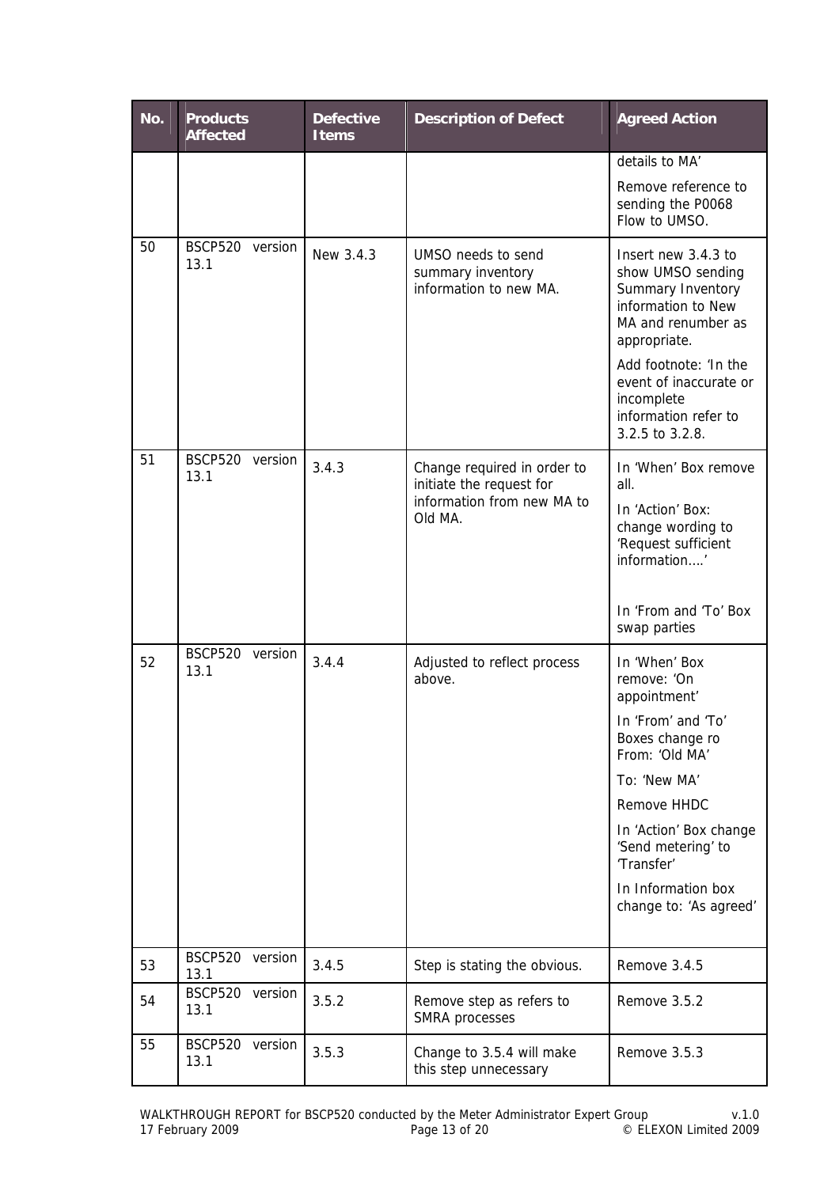| No. | Products Affected | Defective Items | Description of Defect | Agreed Action |
|---|---|---|---|---|
| | | | | details to MA'<br><br>Remove reference to sending the P0068 Flow to UMSO. |
| 50 | BSCP520 version 13.1 | New 3.4.3 | UMSO needs to send summary inventory information to new MA. | Insert new 3.4.3 to show UMSO sending Summary Inventory information to New MA and renumber as appropriate.<br><br>Add footnote: 'In the event of inaccurate or incomplete information refer to 3.2.5 to 3.2.8. |
| 51 | BSCP520 version 13.1 | 3.4.3 | Change required in order to initiate the request for information from new MA to Old MA. | In 'When' Box remove all.<br><br>In 'Action' Box: change wording to 'Request sufficient information….'<br><br>In 'From and 'To' Box swap parties |
| 52 | BSCP520 version 13.1 | 3.4.4 | Adjusted to reflect process above. | In 'When' Box remove: 'On appointment'<br><br>In 'From' and 'To' Boxes change ro From: 'Old MA'<br><br>To: 'New MA'<br><br>Remove HHDC<br><br>In 'Action' Box change 'Send metering' to 'Transfer'<br><br>In Information box change to: 'As agreed' |
| 53 | BSCP520 version 13.1 | 3.4.5 | Step is stating the obvious. | Remove 3.4.5 |
| 54 | BSCP520 version 13.1 | 3.5.2 | Remove step as refers to SMRA processes | Remove 3.5.2 |
| 55 | BSCP520 version 13.1 | 3.5.3 | Change to 3.5.4 will make this step unnecessary | Remove 3.5.3 |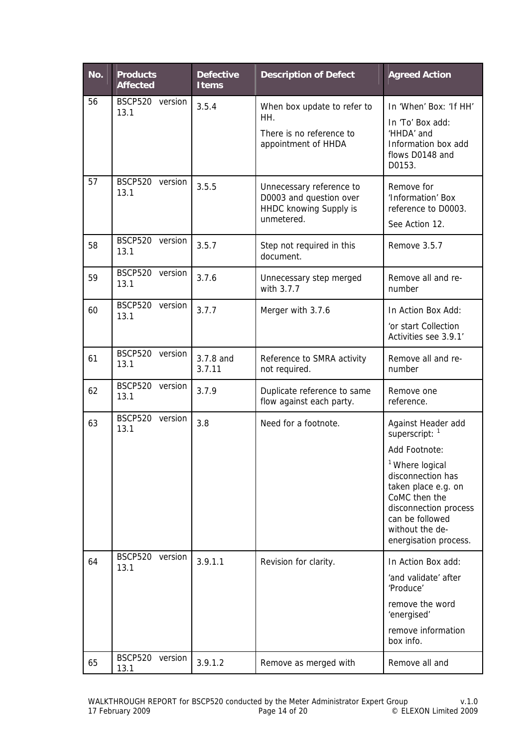| No. | Products Affected | Defective Items | Description of Defect | Agreed Action |
|---|---|---|---|---|
| 56 | BSCP520 version 13.1 | 3.5.4 | When box update to refer to HH.<br>There is no reference to appointment of HHDA | In 'When' Box: 'If HH'<br>In 'To' Box add: 'HHDA' and Information box add flows D0148 and D0153. |
| 57 | BSCP520 version 13.1 | 3.5.5 | Unnecessary reference to D0003 and question over HHDC knowing Supply is unmetered. | Remove for 'Information' Box reference to D0003.<br>See Action 12. |
| 58 | BSCP520 version 13.1 | 3.5.7 | Step not required in this document. | Remove 3.5.7 |
| 59 | BSCP520 version 13.1 | 3.7.6 | Unnecessary step merged with 3.7.7 | Remove all and re-number |
| 60 | BSCP520 version 13.1 | 3.7.7 | Merger with 3.7.6 | In Action Box Add:<br>'or start Collection Activities see 3.9.1' |
| 61 | BSCP520 version 13.1 | 3.7.8 and 3.7.11 | Reference to SMRA activity not required. | Remove all and re-number |
| 62 | BSCP520 version 13.1 | 3.7.9 | Duplicate reference to same flow against each party. | Remove one reference. |
| 63 | BSCP520 version 13.1 | 3.8 | Need for a footnote. | Against Header add superscript: [1]<br>Add Footnote:<br>[1] Where logical disconnection has taken place e.g. on CoMC then the disconnection process can be followed without the de-energisation process. |
| 64 | BSCP520 version 13.1 | 3.9.1.1 | Revision for clarity. | In Action Box add:<br>'and validate' after 'Produce'<br>remove the word 'energised'<br>remove information box info. |
| 65 | BSCP520 version 13.1 | 3.9.1.2 | Remove as merged with | Remove all and |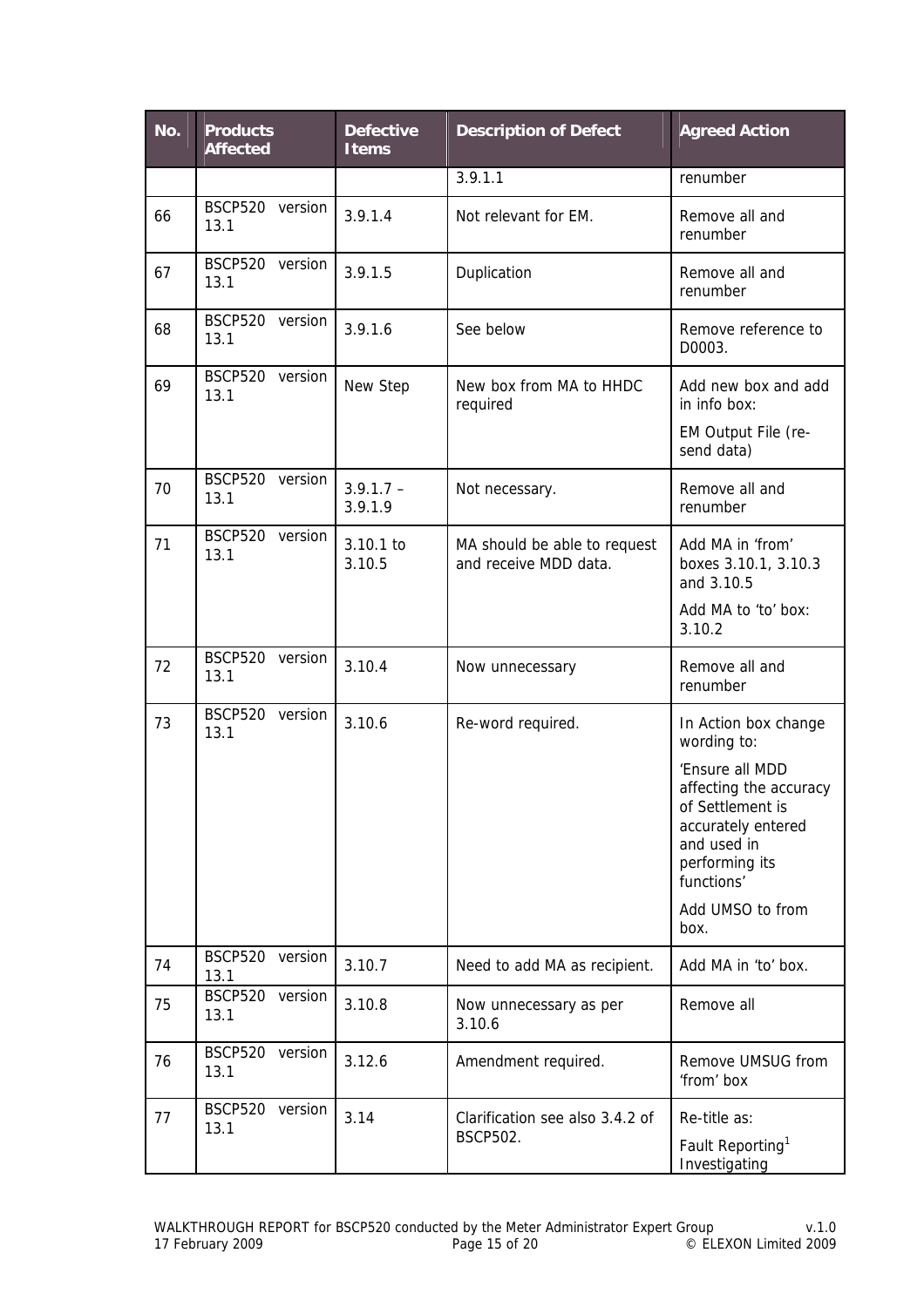| No. | Products Affected | Defective Items | Description of Defect | Agreed Action |
|---|---|---|---|---|
| | | | 3.9.1.1 | renumber |
| 66 | BSCP520 version 13.1 | 3.9.1.4 | Not relevant for EM. | Remove all and renumber |
| 67 | BSCP520 version 13.1 | 3.9.1.5 | Duplication | Remove all and renumber |
| 68 | BSCP520 version 13.1 | 3.9.1.6 | See below | Remove reference to D0003. |
| 69 | BSCP520 version 13.1 | New Step | New box from MA to HHDC required | Add new box and add in info box:<br>EM Output File (re-send data) |
| 70 | BSCP520 version 13.1 | 3.9.1.7 – 3.9.1.9 | Not necessary. | Remove all and renumber |
| 71 | BSCP520 version 13.1 | 3.10.1 to 3.10.5 | MA should be able to request and receive MDD data. | Add MA in 'from' boxes 3.10.1, 3.10.3 and 3.10.5<br>Add MA to 'to' box: 3.10.2 |
| 72 | BSCP520 version 13.1 | 3.10.4 | Now unnecessary | Remove all and renumber |
| 73 | BSCP520 version 13.1 | 3.10.6 | Re-word required. | In Action box change wording to:<br>'Ensure all MDD affecting the accuracy of Settlement is accurately entered and used in performing its functions'<br>Add UMSO to from box. |
| 74 | BSCP520 version 13.1 | 3.10.7 | Need to add MA as recipient. | Add MA in 'to' box. |
| 75 | BSCP520 version 13.1 | 3.10.8 | Now unnecessary as per 3.10.6 | Remove all |
| 76 | BSCP520 version 13.1 | 3.12.6 | Amendment required. | Remove UMSUG from 'from' box |
| 77 | BSCP520 version 13.1 | 3.14 | Clarification see also 3.4.2 of BSCP502. | Re-title as:<br>Fault Reporting[1] Investigating |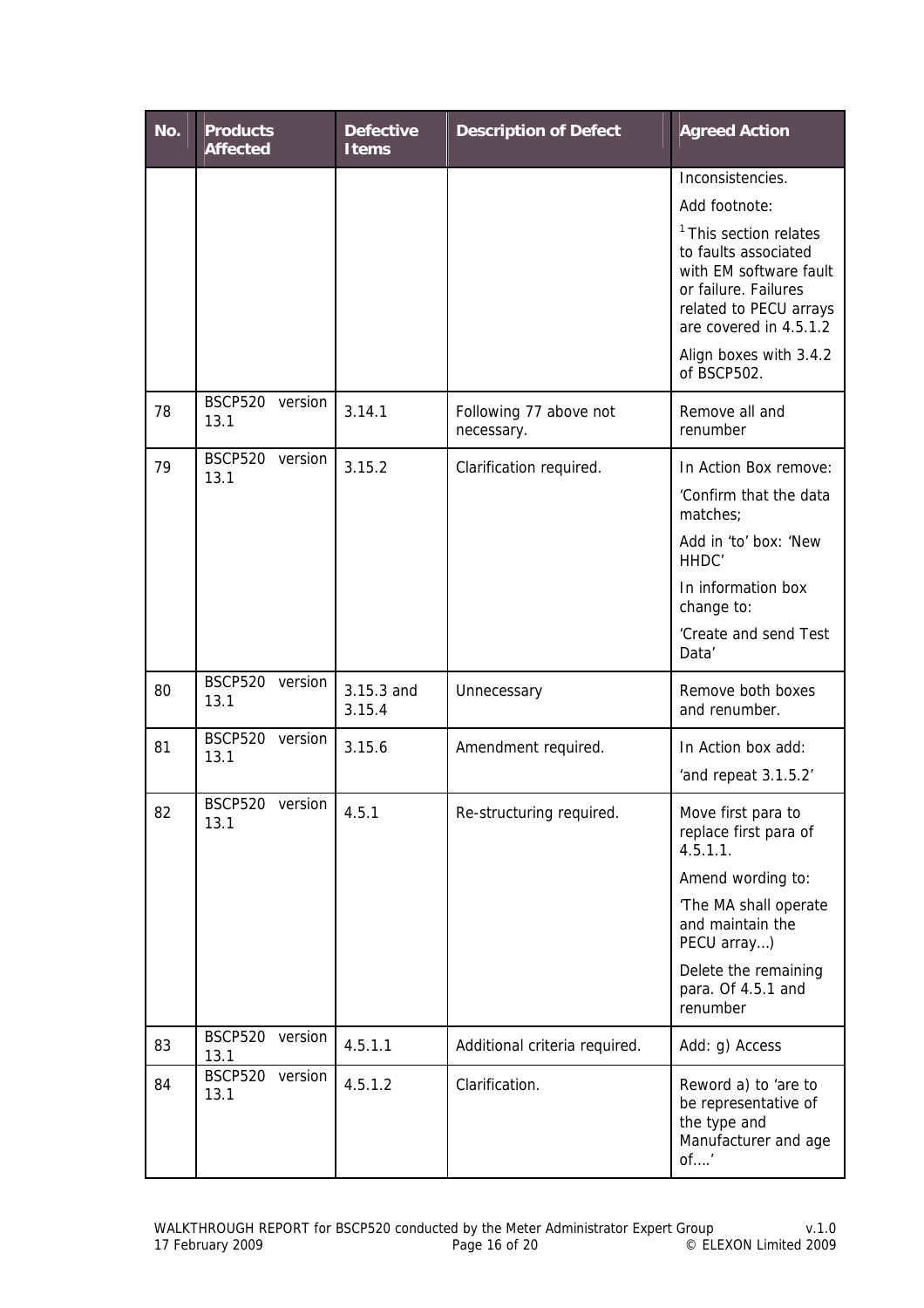| No. | Products Affected | Defective Items | Description of Defect | Agreed Action |
|---|---|---|---|---|
| | | | | Inconsistencies.<br>Add footnote:<br>[1] This section relates to faults associated with EM software fault or failure. Failures related to PECU arrays are covered in 4.5.1.2<br>Align boxes with 3.4.2 of BSCP502. |
| 78 | BSCP520 version 13.1 | 3.14.1 | Following 77 above not necessary. | Remove all and renumber |
| 79 | BSCP520 version 13.1 | 3.15.2 | Clarification required. | In Action Box remove:<br>'Confirm that the data matches;<br>Add in 'to' box: 'New HHDC'<br>In information box change to:<br>'Create and send Test Data' |
| 80 | BSCP520 version 13.1 | 3.15.3 and 3.15.4 | Unnecessary | Remove both boxes and renumber. |
| 81 | BSCP520 version 13.1 | 3.15.6 | Amendment required. | In Action box add:<br>'and repeat 3.1.5.2' |
| 82 | BSCP520 version 13.1 | 4.5.1 | Re-structuring required. | Move first para to replace first para of 4.5.1.1.<br>Amend wording to:<br>'The MA shall operate and maintain the PECU array…)<br>Delete the remaining para. Of 4.5.1 and renumber |
| 83 | BSCP520 version 13.1 | 4.5.1.1 | Additional criteria required. | Add: g) Access |
| 84 | BSCP520 version 13.1 | 4.5.1.2 | Clarification. | Reword a) to 'are to be representative of the type and Manufacturer and age of….' |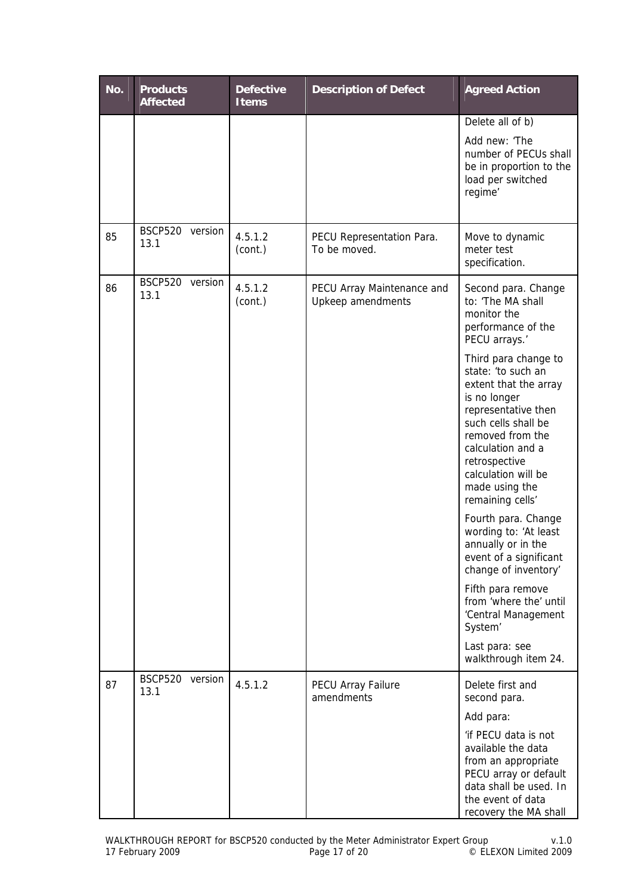| No. | Products Affected | Defective Items | Description of Defect | Agreed Action |
|---|---|---|---|---|
| | | | | Delete all of b)<br><br>Add new: 'The number of PECUs shall be in proportion to the load per switched regime' |
| 85 | BSCP520 version 13.1 | 4.5.1.2 (cont.) | PECU Representation Para. To be moved. | Move to dynamic meter test specification. |
| 86 | BSCP520 version 13.1 | 4.5.1.2 (cont.) | PECU Array Maintenance and Upkeep amendments | Second para. Change to: 'The MA shall monitor the performance of the PECU arrays.'<br><br>Third para change to state: 'to such an extent that the array is no longer representative then such cells shall be removed from the calculation and a retrospective calculation will be made using the remaining cells'<br><br>Fourth para. Change wording to: 'At least annually or in the event of a significant change of inventory'<br><br>Fifth para remove from 'where the' until 'Central Management System'<br><br>Last para: see walkthrough item 24. |
| 87 | BSCP520 version 13.1 | 4.5.1.2 | PECU Array Failure amendments | Delete first and second para.<br><br>Add para:<br><br>'if PECU data is not available the data from an appropriate PECU array or default data shall be used. In the event of data recovery the MA shall |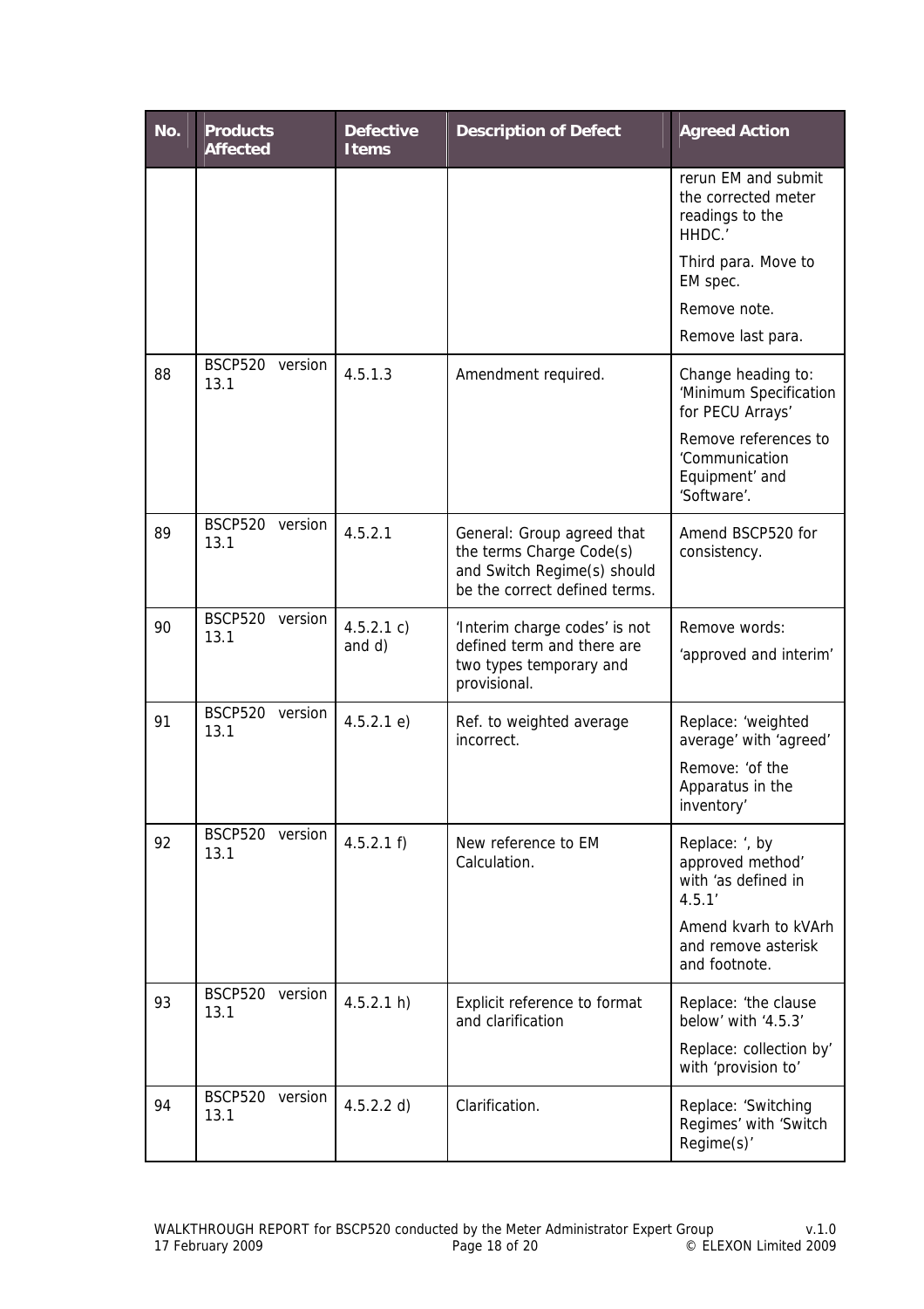| No. | Products Affected | Defective Items | Description of Defect | Agreed Action |
|---|---|---|---|---|
| | | | | rerun EM and submit the corrected meter readings to the HHDC.'<br><br>Third para. Move to EM spec.<br><br>Remove note.<br><br>Remove last para. |
| 88 | BSCP520 version 13.1 | 4.5.1.3 | Amendment required. | Change heading to: 'Minimum Specification for PECU Arrays'<br><br>Remove references to 'Communication Equipment' and 'Software'. |
| 89 | BSCP520 version 13.1 | 4.5.2.1 | General: Group agreed that the terms Charge Code(s) and Switch Regime(s) should be the correct defined terms. | Amend BSCP520 for consistency. |
| 90 | BSCP520 version 13.1 | 4.5.2.1 c) and d) | 'Interim charge codes' is not defined term and there are two types temporary and provisional. | Remove words:<br><br>'approved and interim' |
| 91 | BSCP520 version 13.1 | 4.5.2.1 e) | Ref. to weighted average incorrect. | Replace: 'weighted average' with 'agreed'<br><br>Remove: 'of the Apparatus in the inventory' |
| 92 | BSCP520 version 13.1 | 4.5.2.1 f) | New reference to EM Calculation. | Replace: ', by approved method' with 'as defined in 4.5.1'<br><br>Amend kvarh to kVArh and remove asterisk and footnote. |
| 93 | BSCP520 version 13.1 | 4.5.2.1 h) | Explicit reference to format and clarification | Replace: 'the clause below' with '4.5.3'<br><br>Replace: collection by' with 'provision to' |
| 94 | BSCP520 version 13.1 | 4.5.2.2 d) | Clarification. | Replace: 'Switching Regimes' with 'Switch Regime(s)' |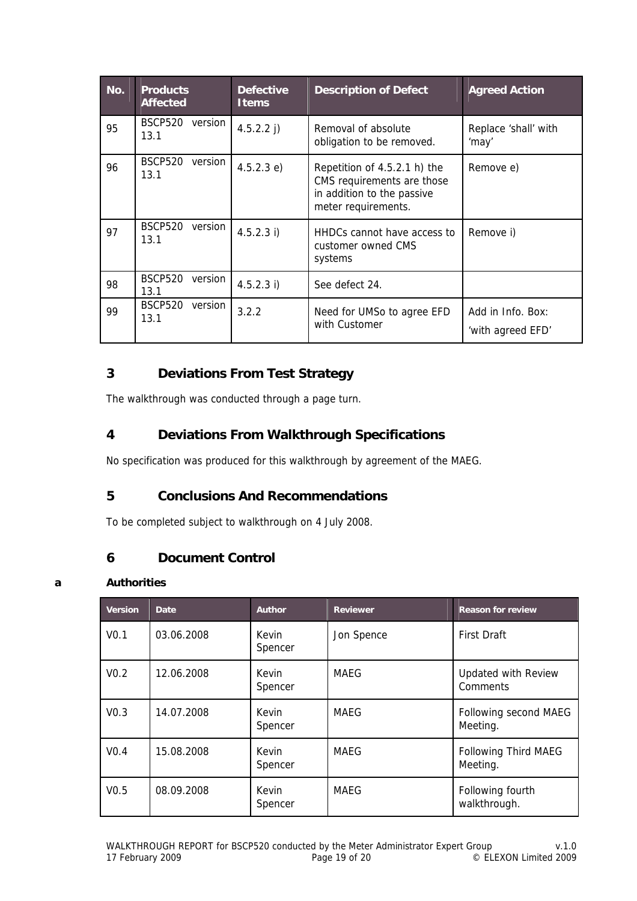| No. | Products Affected | Defective Items | Description of Defect | Agreed Action |
|---|---|---|---|---|
| 95 | BSCP520 version 13.1 | 4.5.2.2 j) | Removal of absolute obligation to be removed. | Replace 'shall' with 'may' |
| 96 | BSCP520 version 13.1 | 4.5.2.3 e) | Repetition of 4.5.2.1 h) the CMS requirements are those in addition to the passive meter requirements. | Remove e) |
| 97 | BSCP520 version 13.1 | 4.5.2.3 i) | HHDCs cannot have access to customer owned CMS systems | Remove i) |
| 98 | BSCP520 version 13.1 | 4.5.2.3 i) | See defect 24. | |
| 99 | BSCP520 version 13.1 | 3.2.2 | Need for UMSo to agree EFD with Customer | Add in Info. Box: 'with agreed EFD' |

## 3 Deviations From Test Strategy

The walkthrough was conducted through a page turn.

## 4 Deviations From Walkthrough Specifications

No specification was produced for this walkthrough by agreement of the MAEG.

## 5 Conclusions And Recommendations

To be completed subject to walkthrough on 4 July 2008.

## 6 Document Control

### a Authorities

| Version | Date | Author | Reviewer | Reason for review |
|---|---|---|---|---|
| V0.1 | 03.06.2008 | Kevin Spencer | Jon Spence | First Draft |
| V0.2 | 12.06.2008 | Kevin Spencer | MAEG | Updated with Review Comments |
| V0.3 | 14.07.2008 | Kevin Spencer | MAEG | Following second MAEG Meeting. |
| V0.4 | 15.08.2008 | Kevin Spencer | MAEG | Following Third MAEG Meeting. |
| V0.5 | 08.09.2008 | Kevin Spencer | MAEG | Following fourth walkthrough. |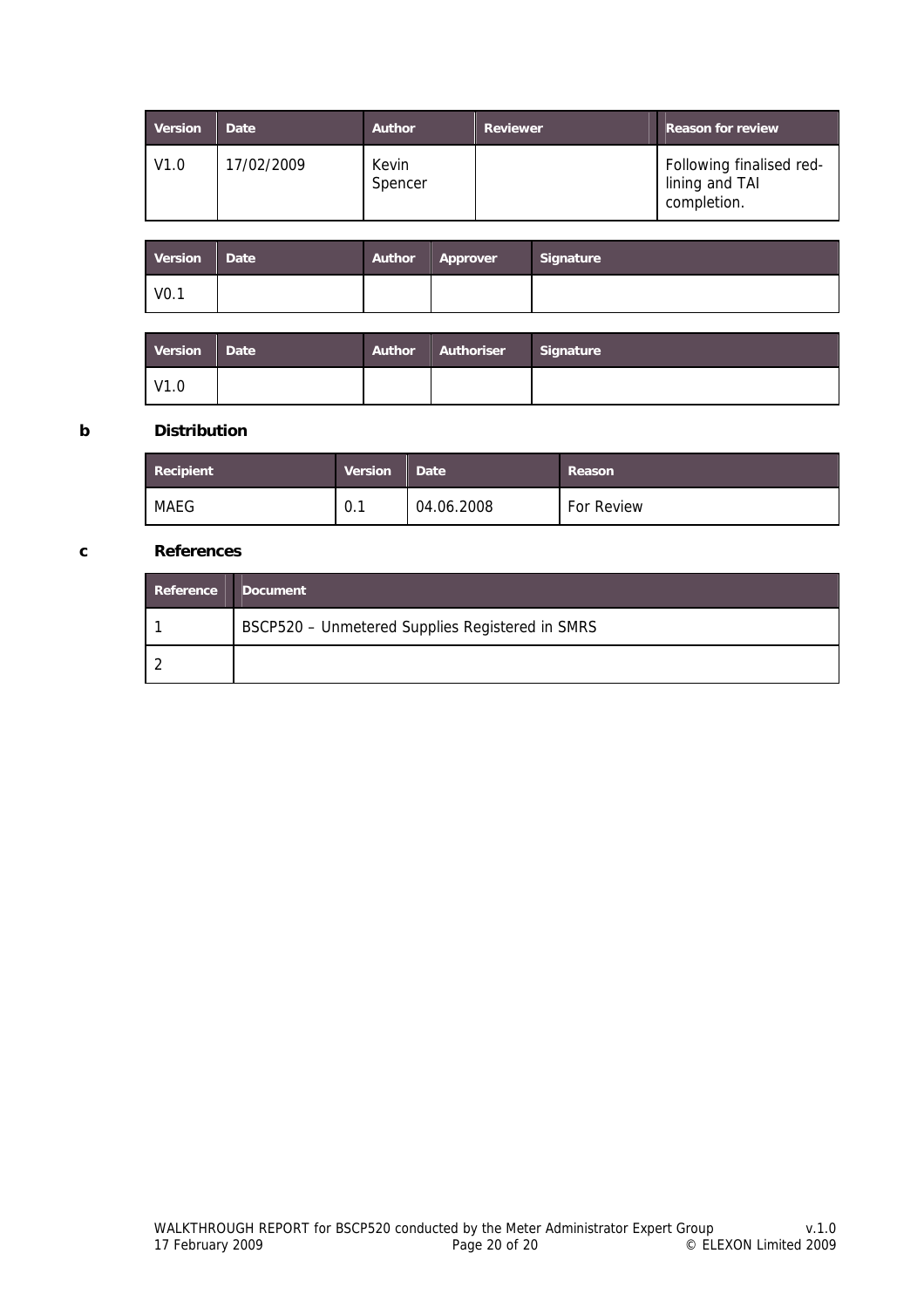| Version | Date | Author | Reviewer | Reason for review |
| --- | --- | --- | --- | --- |
| V1.0 | 17/02/2009 | Kevin Spencer | | Following finalised red-lining and TAI completion. |

| Version | Date | Author | Approver | Signature |
| --- | --- | --- | --- | --- |
| V0.1 | | | | |

| Version | Date | Author | Authoriser | Signature |
| --- | --- | --- | --- | --- |
| V1.0 | | | | |

**b Distribution**

| Recipient | Version | Date | Reason |
| --- | --- | --- | --- |
| MAEG | 0.1 | 04.06.2008 | For Review |

**c References**

| Reference | Document |
| --- | --- |
| 1 | BSCP520 – Unmetered Supplies Registered in SMRS |
| 2 | |